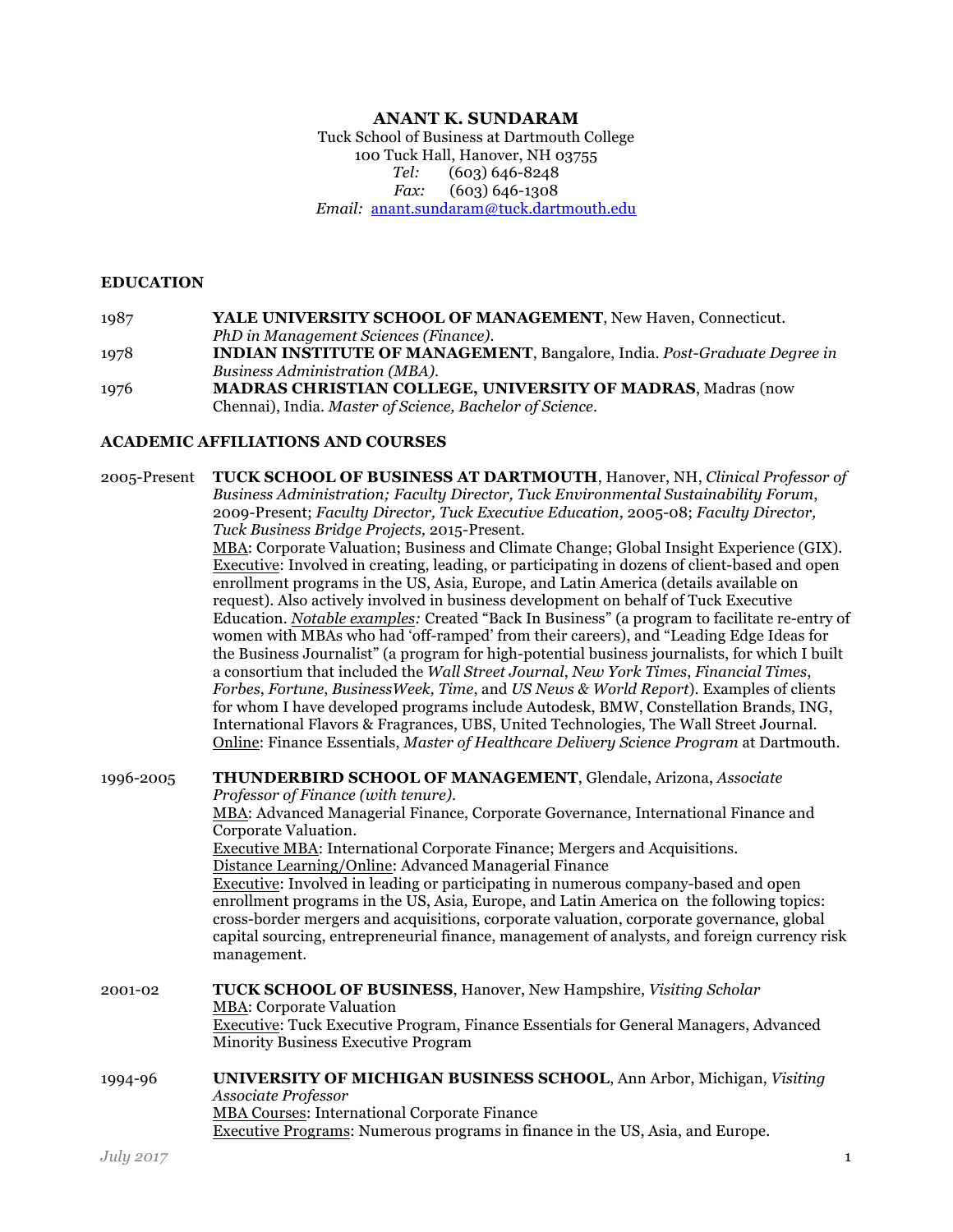# ANANT K. SUNDARAM

Tuck School of Business at Dartmouth College
100 Tuck Hall, Hanover, NH 03755
*Tel:* (603) 646-8248
*Fax:* (603) 646-1308
*Email:* anant.sundaram@tuck.dartmouth.edu

## EDUCATION

1987 **YALE UNIVERSITY SCHOOL OF MANAGEMENT**, New Haven, Connecticut. *PhD in Management Sciences (Finance).*

1978 **INDIAN INSTITUTE OF MANAGEMENT**, Bangalore, India. *Post-Graduate Degree in Business Administration (MBA).*

1976 **MADRAS CHRISTIAN COLLEGE, UNIVERSITY OF MADRAS**, Madras (now Chennai), India. *Master of Science, Bachelor of Science.*

## ACADEMIC AFFILIATIONS AND COURSES

2005-Present **TUCK SCHOOL OF BUSINESS AT DARTMOUTH**, Hanover, NH, *Clinical Professor of Business Administration; Faculty Director, Tuck Environmental Sustainability Forum*, 2009-Present; *Faculty Director, Tuck Executive Education*, 2005-08; *Faculty Director, Tuck Business Bridge Projects,* 2015-Present.

MBA: Corporate Valuation; Business and Climate Change; Global Insight Experience (GIX).

Executive: Involved in creating, leading, or participating in dozens of client-based and open enrollment programs in the US, Asia, Europe, and Latin America (details available on request). Also actively involved in business development on behalf of Tuck Executive Education. *Notable examples:* Created "Back In Business" (a program to facilitate re-entry of women with MBAs who had 'off-ramped' from their careers), and "Leading Edge Ideas for the Business Journalist" (a program for high-potential business journalists, for which I built a consortium that included the *Wall Street Journal*, *New York Times*, *Financial Times*, *Forbes*, *Fortune*, *BusinessWeek*, *Time*, and *US News & World Report*). Examples of clients for whom I have developed programs include Autodesk, BMW, Constellation Brands, ING, International Flavors & Fragrances, UBS, United Technologies, The Wall Street Journal.

Online: Finance Essentials, *Master of Healthcare Delivery Science Program* at Dartmouth.

1996-2005 **THUNDERBIRD SCHOOL OF MANAGEMENT**, Glendale, Arizona, *Associate Professor of Finance (with tenure).*

MBA: Advanced Managerial Finance, Corporate Governance, International Finance and Corporate Valuation.

Executive MBA: International Corporate Finance; Mergers and Acquisitions.

Distance Learning/Online: Advanced Managerial Finance

Executive: Involved in leading or participating in numerous company-based and open enrollment programs in the US, Asia, Europe, and Latin America on the following topics: cross-border mergers and acquisitions, corporate valuation, corporate governance, global capital sourcing, entrepreneurial finance, management of analysts, and foreign currency risk management.

2001-02 **TUCK SCHOOL OF BUSINESS**, Hanover, New Hampshire, *Visiting Scholar*

MBA: Corporate Valuation

Executive: Tuck Executive Program, Finance Essentials for General Managers, Advanced Minority Business Executive Program

1994-96 **UNIVERSITY OF MICHIGAN BUSINESS SCHOOL**, Ann Arbor, Michigan, *Visiting Associate Professor*

MBA Courses: International Corporate Finance

Executive Programs: Numerous programs in finance in the US, Asia, and Europe.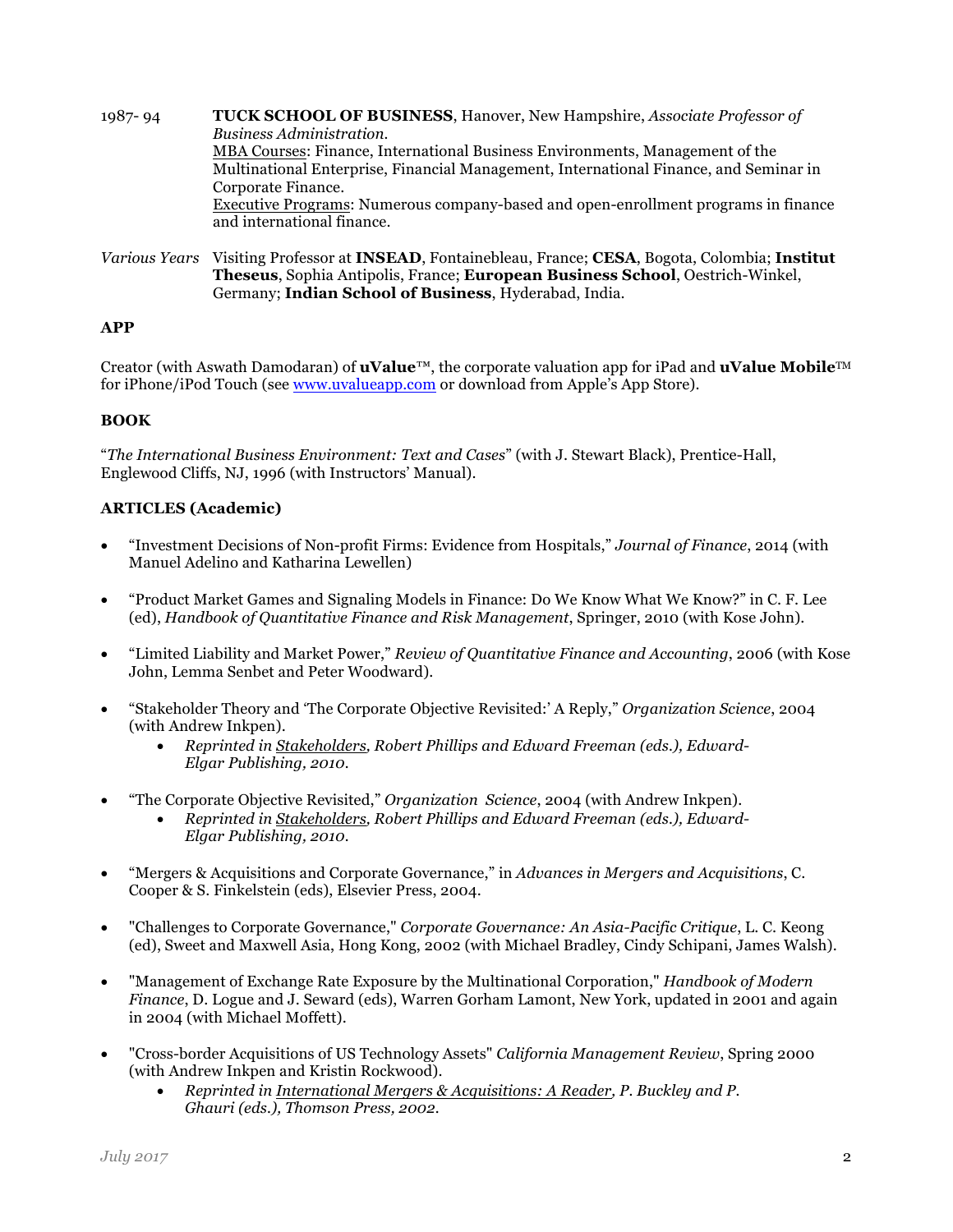1987- 94 **TUCK SCHOOL OF BUSINESS**, Hanover, New Hampshire, *Associate Professor of Business Administration.*
MBA Courses: Finance, International Business Environments, Management of the Multinational Enterprise, Financial Management, International Finance, and Seminar in Corporate Finance.
Executive Programs: Numerous company-based and open-enrollment programs in finance and international finance.

*Various Years* Visiting Professor at **INSEAD**, Fontainebleau, France; **CESA**, Bogota, Colombia; **Institut Theseus**, Sophia Antipolis, France; **European Business School**, Oestrich-Winkel, Germany; **Indian School of Business**, Hyderabad, India.

**APP**

Creator (with Aswath Damodaran) of **uValue**™, the corporate valuation app for iPad and **uValue Mobile**™ for iPhone/iPod Touch (see www.uvalueapp.com or download from Apple's App Store).

**BOOK**

"*The International Business Environment: Text and Cases*" (with J. Stewart Black), Prentice-Hall, Englewood Cliffs, NJ, 1996 (with Instructors' Manual).

**ARTICLES (Academic)**

- "Investment Decisions of Non-profit Firms: Evidence from Hospitals," *Journal of Finance*, 2014 (with Manuel Adelino and Katharina Lewellen)

- "Product Market Games and Signaling Models in Finance: Do We Know What We Know?" in C. F. Lee (ed), *Handbook of Quantitative Finance and Risk Management*, Springer, 2010 (with Kose John).

- "Limited Liability and Market Power," *Review of Quantitative Finance and Accounting*, 2006 (with Kose John, Lemma Senbet and Peter Woodward).

- "Stakeholder Theory and 'The Corporate Objective Revisited:' A Reply," *Organization Science*, 2004 (with Andrew Inkpen).
  - *Reprinted in Stakeholders, Robert Phillips and Edward Freeman (eds.), Edward-Elgar Publishing, 2010.*

- "The Corporate Objective Revisited," *Organization Science*, 2004 (with Andrew Inkpen).
  - *Reprinted in Stakeholders, Robert Phillips and Edward Freeman (eds.), Edward-Elgar Publishing, 2010.*

- "Mergers & Acquisitions and Corporate Governance," in *Advances in Mergers and Acquisitions*, C. Cooper & S. Finkelstein (eds), Elsevier Press, 2004.

- "Challenges to Corporate Governance," *Corporate Governance: An Asia-Pacific Critique*, L. C. Keong (ed), Sweet and Maxwell Asia, Hong Kong, 2002 (with Michael Bradley, Cindy Schipani, James Walsh).

- "Management of Exchange Rate Exposure by the Multinational Corporation," *Handbook of Modern Finance*, D. Logue and J. Seward (eds), Warren Gorham Lamont, New York, updated in 2001 and again in 2004 (with Michael Moffett).

- "Cross-border Acquisitions of US Technology Assets" *California Management Review*, Spring 2000 (with Andrew Inkpen and Kristin Rockwood).
  - *Reprinted in International Mergers & Acquisitions: A Reader, P. Buckley and P. Ghauri (eds.), Thomson Press, 2002.*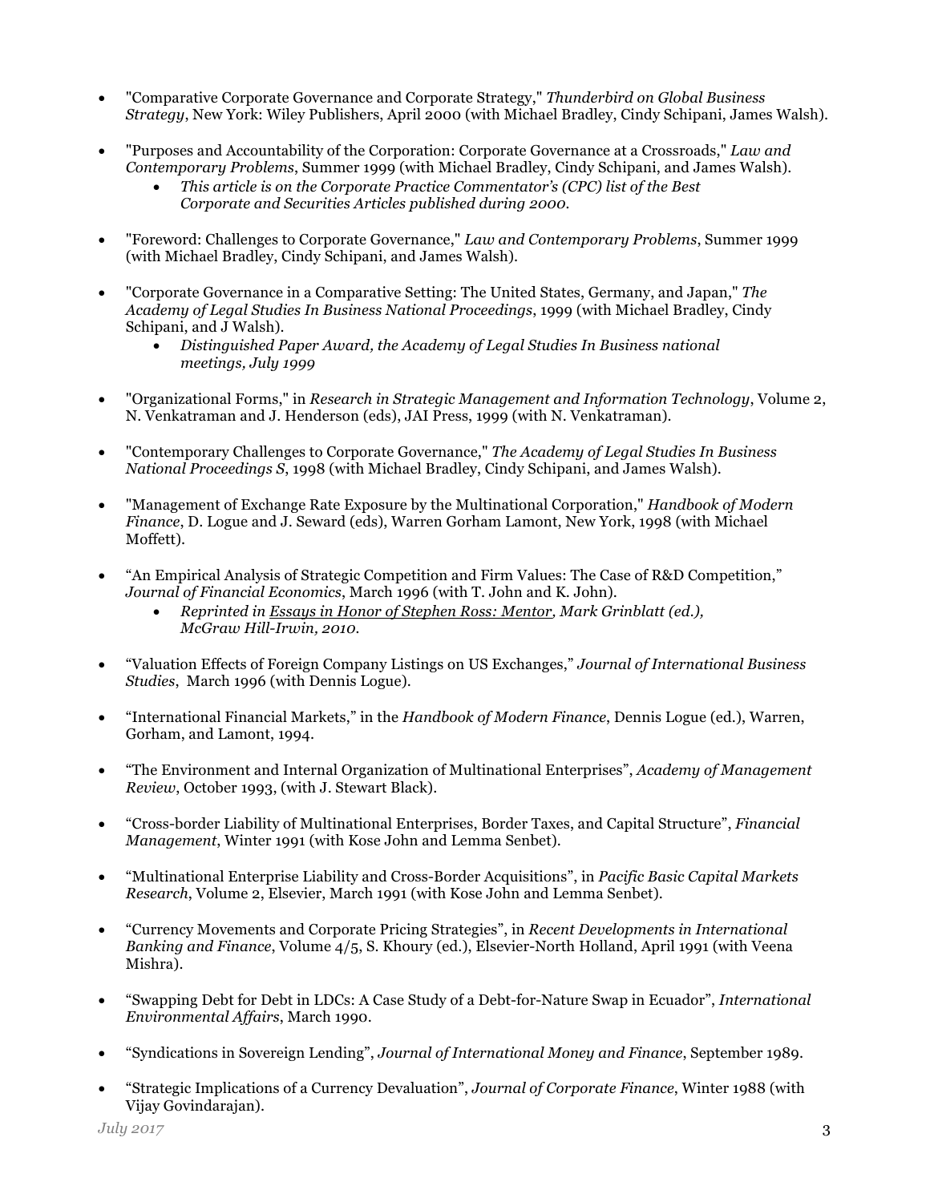- "Comparative Corporate Governance and Corporate Strategy," *Thunderbird on Global Business Strategy*, New York: Wiley Publishers, April 2000 (with Michael Bradley, Cindy Schipani, James Walsh).

- "Purposes and Accountability of the Corporation: Corporate Governance at a Crossroads," *Law and Contemporary Problems*, Summer 1999 (with Michael Bradley, Cindy Schipani, and James Walsh).
  - *This article is on the Corporate Practice Commentator's (CPC) list of the Best Corporate and Securities Articles published during 2000.*

- "Foreword: Challenges to Corporate Governance," *Law and Contemporary Problems*, Summer 1999 (with Michael Bradley, Cindy Schipani, and James Walsh).

- "Corporate Governance in a Comparative Setting: The United States, Germany, and Japan," *The Academy of Legal Studies In Business National Proceedings*, 1999 (with Michael Bradley, Cindy Schipani, and J Walsh).
  - *Distinguished Paper Award, the Academy of Legal Studies In Business national meetings, July 1999*

- "Organizational Forms," in *Research in Strategic Management and Information Technology*, Volume 2, N. Venkatraman and J. Henderson (eds), JAI Press, 1999 (with N. Venkatraman).

- "Contemporary Challenges to Corporate Governance," *The Academy of Legal Studies In Business National Proceedings S*, 1998 (with Michael Bradley, Cindy Schipani, and James Walsh).

- "Management of Exchange Rate Exposure by the Multinational Corporation," *Handbook of Modern Finance*, D. Logue and J. Seward (eds), Warren Gorham Lamont, New York, 1998 (with Michael Moffett).

- "An Empirical Analysis of Strategic Competition and Firm Values: The Case of R&D Competition," *Journal of Financial Economics*, March 1996 (with T. John and K. John).
  - *Reprinted in Essays in Honor of Stephen Ross: Mentor, Mark Grinblatt (ed.), McGraw Hill-Irwin, 2010.*

- "Valuation Effects of Foreign Company Listings on US Exchanges," *Journal of International Business Studies*, March 1996 (with Dennis Logue).

- "International Financial Markets," in the *Handbook of Modern Finance*, Dennis Logue (ed.), Warren, Gorham, and Lamont, 1994.

- "The Environment and Internal Organization of Multinational Enterprises", *Academy of Management Review*, October 1993, (with J. Stewart Black).

- "Cross-border Liability of Multinational Enterprises, Border Taxes, and Capital Structure", *Financial Management*, Winter 1991 (with Kose John and Lemma Senbet).

- "Multinational Enterprise Liability and Cross-Border Acquisitions", in *Pacific Basic Capital Markets Research*, Volume 2, Elsevier, March 1991 (with Kose John and Lemma Senbet).

- "Currency Movements and Corporate Pricing Strategies", in *Recent Developments in International Banking and Finance*, Volume 4/5, S. Khoury (ed.), Elsevier-North Holland, April 1991 (with Veena Mishra).

- "Swapping Debt for Debt in LDCs: A Case Study of a Debt-for-Nature Swap in Ecuador", *International Environmental Affairs*, March 1990.

- "Syndications in Sovereign Lending", *Journal of International Money and Finance*, September 1989.

- "Strategic Implications of a Currency Devaluation", *Journal of Corporate Finance*, Winter 1988 (with Vijay Govindarajan).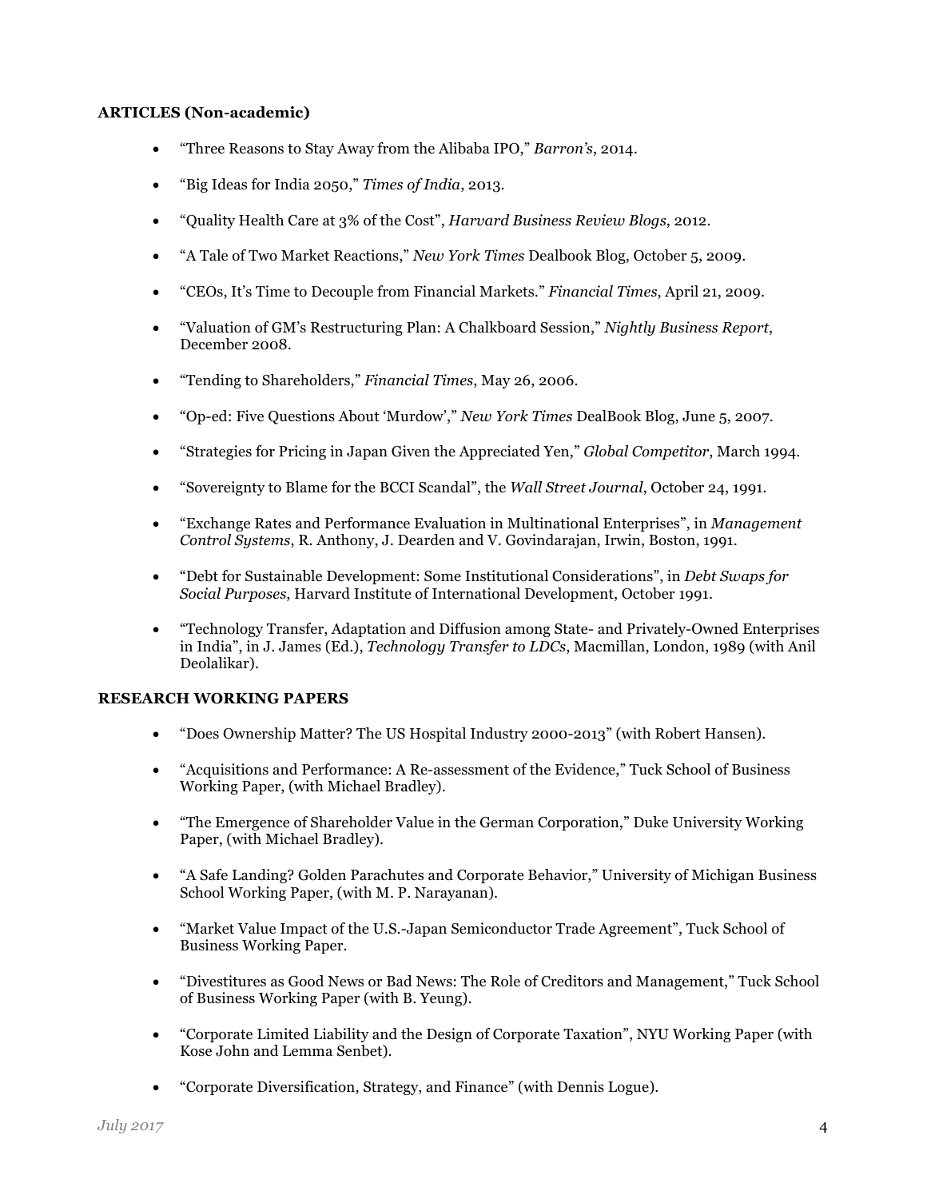**ARTICLES (Non-academic)**

- "Three Reasons to Stay Away from the Alibaba IPO," *Barron's*, 2014.
- "Big Ideas for India 2050," *Times of India*, 2013.
- "Quality Health Care at 3% of the Cost", *Harvard Business Review Blogs*, 2012.
- "A Tale of Two Market Reactions," *New York Times* Dealbook Blog, October 5, 2009.
- "CEOs, It's Time to Decouple from Financial Markets." *Financial Times*, April 21, 2009.
- "Valuation of GM's Restructuring Plan: A Chalkboard Session," *Nightly Business Report*, December 2008.
- "Tending to Shareholders," *Financial Times*, May 26, 2006.
- "Op-ed: Five Questions About 'Murdow'," *New York Times* DealBook Blog, June 5, 2007.
- "Strategies for Pricing in Japan Given the Appreciated Yen," *Global Competitor*, March 1994.
- "Sovereignty to Blame for the BCCI Scandal", the *Wall Street Journal*, October 24, 1991.
- "Exchange Rates and Performance Evaluation in Multinational Enterprises", in *Management Control Systems*, R. Anthony, J. Dearden and V. Govindarajan, Irwin, Boston, 1991.
- "Debt for Sustainable Development: Some Institutional Considerations", in *Debt Swaps for Social Purposes*, Harvard Institute of International Development, October 1991.
- "Technology Transfer, Adaptation and Diffusion among State- and Privately-Owned Enterprises in India", in J. James (Ed.), *Technology Transfer to LDCs*, Macmillan, London, 1989 (with Anil Deolalikar).

**RESEARCH WORKING PAPERS**

- "Does Ownership Matter? The US Hospital Industry 2000-2013" (with Robert Hansen).
- "Acquisitions and Performance: A Re-assessment of the Evidence," Tuck School of Business Working Paper, (with Michael Bradley).
- "The Emergence of Shareholder Value in the German Corporation," Duke University Working Paper, (with Michael Bradley).
- "A Safe Landing? Golden Parachutes and Corporate Behavior," University of Michigan Business School Working Paper, (with M. P. Narayanan).
- "Market Value Impact of the U.S.-Japan Semiconductor Trade Agreement", Tuck School of Business Working Paper.
- "Divestitures as Good News or Bad News: The Role of Creditors and Management," Tuck School of Business Working Paper (with B. Yeung).
- "Corporate Limited Liability and the Design of Corporate Taxation", NYU Working Paper (with Kose John and Lemma Senbet).
- "Corporate Diversification, Strategy, and Finance" (with Dennis Logue).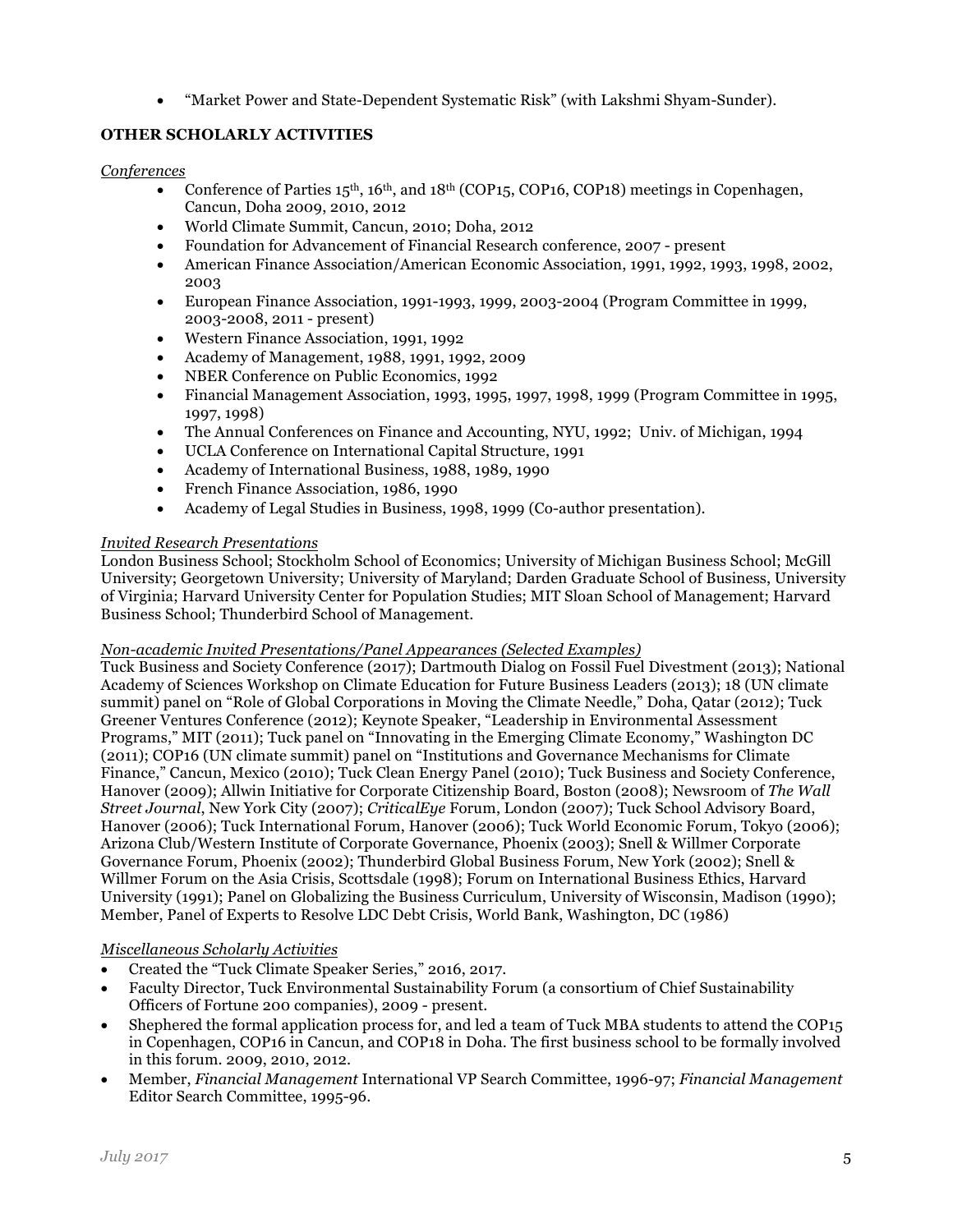- "Market Power and State-Dependent Systematic Risk" (with Lakshmi Shyam-Sunder).

**OTHER SCHOLARLY ACTIVITIES**

*Conferences*

- Conference of Parties 15th, 16th, and 18th (COP15, COP16, COP18) meetings in Copenhagen, Cancun, Doha 2009, 2010, 2012
- World Climate Summit, Cancun, 2010; Doha, 2012
- Foundation for Advancement of Financial Research conference, 2007 - present
- American Finance Association/American Economic Association, 1991, 1992, 1993, 1998, 2002, 2003
- European Finance Association, 1991-1993, 1999, 2003-2004 (Program Committee in 1999, 2003-2008, 2011 - present)
- Western Finance Association, 1991, 1992
- Academy of Management, 1988, 1991, 1992, 2009
- NBER Conference on Public Economics, 1992
- Financial Management Association, 1993, 1995, 1997, 1998, 1999 (Program Committee in 1995, 1997, 1998)
- The Annual Conferences on Finance and Accounting, NYU, 1992; Univ. of Michigan, 1994
- UCLA Conference on International Capital Structure, 1991
- Academy of International Business, 1988, 1989, 1990
- French Finance Association, 1986, 1990
- Academy of Legal Studies in Business, 1998, 1999 (Co-author presentation).

*Invited Research Presentations*

London Business School; Stockholm School of Economics; University of Michigan Business School; McGill University; Georgetown University; University of Maryland; Darden Graduate School of Business, University of Virginia; Harvard University Center for Population Studies; MIT Sloan School of Management; Harvard Business School; Thunderbird School of Management.

*Non-academic Invited Presentations/Panel Appearances (Selected Examples)*

Tuck Business and Society Conference (2017); Dartmouth Dialog on Fossil Fuel Divestment (2013); National Academy of Sciences Workshop on Climate Education for Future Business Leaders (2013); 18 (UN climate summit) panel on "Role of Global Corporations in Moving the Climate Needle," Doha, Qatar (2012); Tuck Greener Ventures Conference (2012); Keynote Speaker, "Leadership in Environmental Assessment Programs," MIT (2011); Tuck panel on "Innovating in the Emerging Climate Economy," Washington DC (2011); COP16 (UN climate summit) panel on "Institutions and Governance Mechanisms for Climate Finance," Cancun, Mexico (2010); Tuck Clean Energy Panel (2010); Tuck Business and Society Conference, Hanover (2009); Allwin Initiative for Corporate Citizenship Board, Boston (2008); Newsroom of *The Wall Street Journal*, New York City (2007); *CriticalEye* Forum, London (2007); Tuck School Advisory Board, Hanover (2006); Tuck International Forum, Hanover (2006); Tuck World Economic Forum, Tokyo (2006); Arizona Club/Western Institute of Corporate Governance, Phoenix (2003); Snell & Willmer Corporate Governance Forum, Phoenix (2002); Thunderbird Global Business Forum, New York (2002); Snell & Willmer Forum on the Asia Crisis, Scottsdale (1998); Forum on International Business Ethics, Harvard University (1991); Panel on Globalizing the Business Curriculum, University of Wisconsin, Madison (1990); Member, Panel of Experts to Resolve LDC Debt Crisis, World Bank, Washington, DC (1986)

*Miscellaneous Scholarly Activities*

- Created the "Tuck Climate Speaker Series," 2016, 2017.
- Faculty Director, Tuck Environmental Sustainability Forum (a consortium of Chief Sustainability Officers of Fortune 200 companies), 2009 - present.
- Shepherded the formal application process for, and led a team of Tuck MBA students to attend the COP15 in Copenhagen, COP16 in Cancun, and COP18 in Doha. The first business school to be formally involved in this forum. 2009, 2010, 2012.
- Member, *Financial Management* International VP Search Committee, 1996-97; *Financial Management* Editor Search Committee, 1995-96.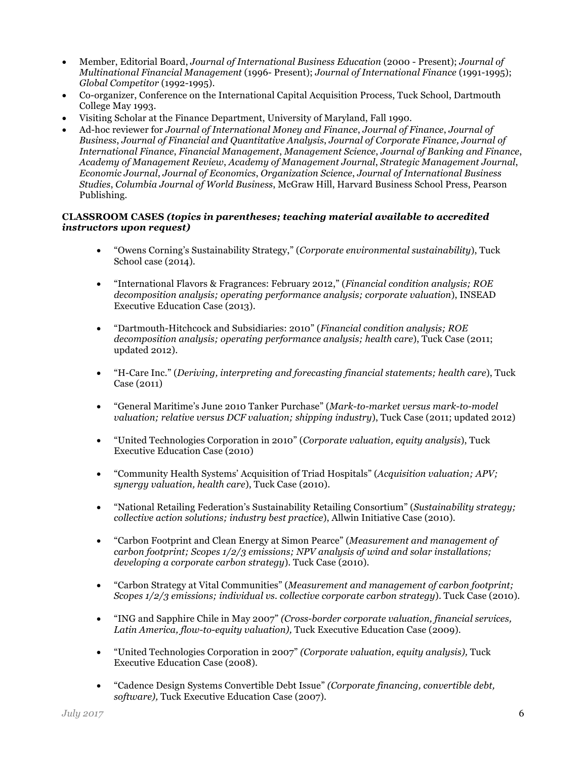- Member, Editorial Board, *Journal of International Business Education* (2000 - Present); *Journal of Multinational Financial Management* (1996- Present); *Journal of International Finance* (1991-1995); *Global Competitor* (1992-1995).
- Co-organizer, Conference on the International Capital Acquisition Process, Tuck School, Dartmouth College May 1993.
- Visiting Scholar at the Finance Department, University of Maryland, Fall 1990.
- Ad-hoc reviewer for *Journal of International Money and Finance*, *Journal of Finance*, *Journal of Business*, *Journal of Financial and Quantitative Analysis*, *Journal of Corporate Finance, Journal of International Finance*, *Financial Management*, *Management Science*, *Journal of Banking and Finance*, *Academy of Management Review*, *Academy of Management Journal*, *Strategic Management Journal*, *Economic Journal*, *Journal of Economics*, *Organization Science*, *Journal of International Business Studies*, *Columbia Journal of World Business*, McGraw Hill, Harvard Business School Press, Pearson Publishing.

**CLASSROOM CASES *(topics in parentheses; teaching material available to accredited instructors upon request)***

- "Owens Corning's Sustainability Strategy," (*Corporate environmental sustainability*), Tuck School case (2014).
- "International Flavors & Fragrances: February 2012," (*Financial condition analysis; ROE decomposition analysis; operating performance analysis; corporate valuation*), INSEAD Executive Education Case (2013).
- "Dartmouth-Hitchcock and Subsidiaries: 2010" (*Financial condition analysis; ROE decomposition analysis; operating performance analysis; health care*), Tuck Case (2011; updated 2012).
- "H-Care Inc." (*Deriving, interpreting and forecasting financial statements; health care*), Tuck Case (2011)
- "General Maritime's June 2010 Tanker Purchase" (*Mark-to-market versus mark-to-model valuation; relative versus DCF valuation; shipping industry*), Tuck Case (2011; updated 2012)
- "United Technologies Corporation in 2010" (*Corporate valuation, equity analysis*), Tuck Executive Education Case (2010)
- "Community Health Systems' Acquisition of Triad Hospitals" (*Acquisition valuation; APV; synergy valuation, health care*), Tuck Case (2010).
- "National Retailing Federation's Sustainability Retailing Consortium" (*Sustainability strategy; collective action solutions; industry best practice*), Allwin Initiative Case (2010).
- "Carbon Footprint and Clean Energy at Simon Pearce" (*Measurement and management of carbon footprint; Scopes 1/2/3 emissions; NPV analysis of wind and solar installations; developing a corporate carbon strategy*). Tuck Case (2010).
- "Carbon Strategy at Vital Communities" (*Measurement and management of carbon footprint; Scopes 1/2/3 emissions; individual vs. collective corporate carbon strategy*). Tuck Case (2010).
- "ING and Sapphire Chile in May 2007" *(Cross-border corporate valuation, financial services, Latin America, flow-to-equity valuation),* Tuck Executive Education Case (2009).
- "United Technologies Corporation in 2007" *(Corporate valuation, equity analysis),* Tuck Executive Education Case (2008).
- "Cadence Design Systems Convertible Debt Issue" *(Corporate financing, convertible debt, software),* Tuck Executive Education Case (2007).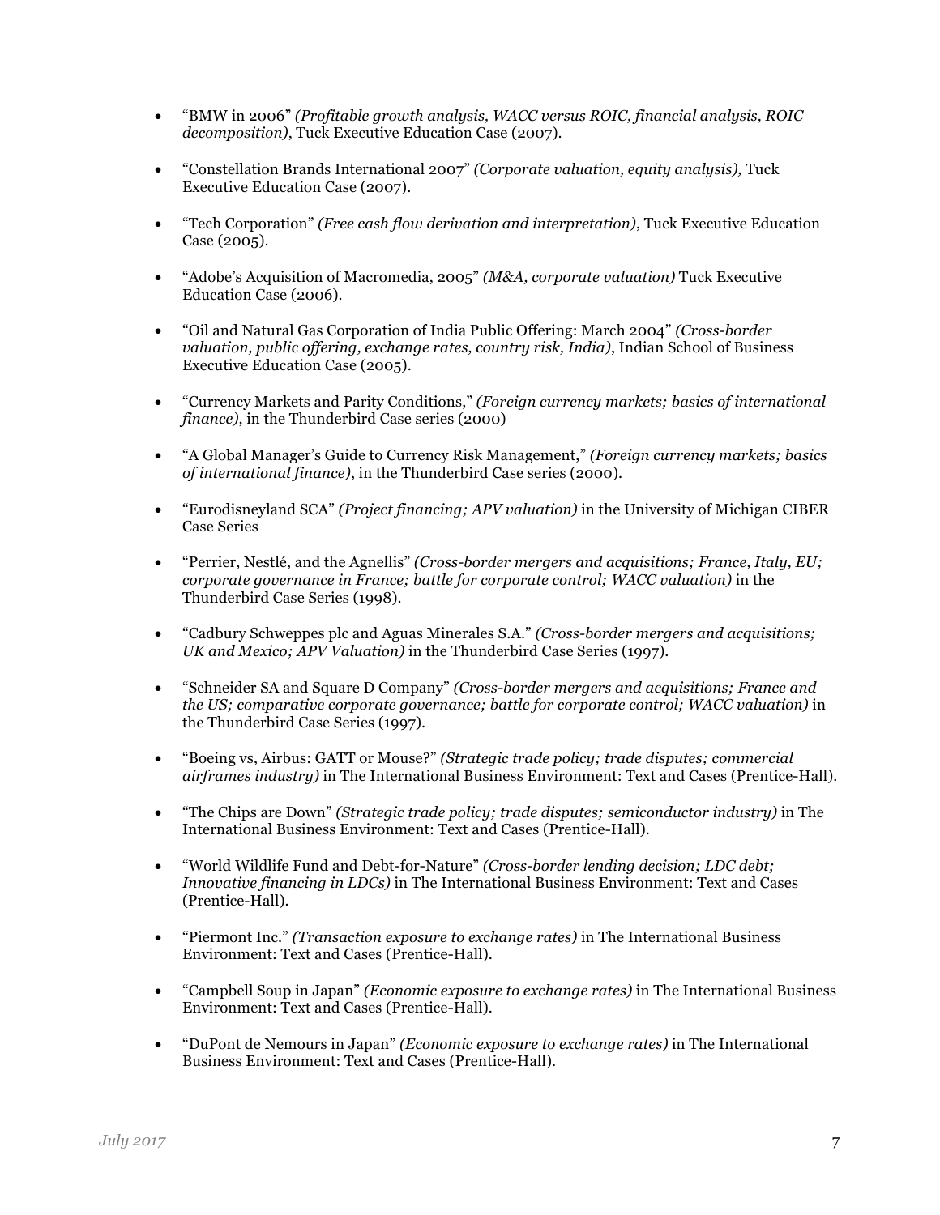- "BMW in 2006" *(Profitable growth analysis, WACC versus ROIC, financial analysis, ROIC decomposition)*, Tuck Executive Education Case (2007).

- "Constellation Brands International 2007" *(Corporate valuation, equity analysis),* Tuck Executive Education Case (2007).

- "Tech Corporation" *(Free cash flow derivation and interpretation)*, Tuck Executive Education Case (2005).

- "Adobe's Acquisition of Macromedia, 2005" *(M&A, corporate valuation)* Tuck Executive Education Case (2006).

- "Oil and Natural Gas Corporation of India Public Offering: March 2004" *(Cross-border valuation, public offering, exchange rates, country risk, India)*, Indian School of Business Executive Education Case (2005).

- "Currency Markets and Parity Conditions," *(Foreign currency markets; basics of international finance)*, in the Thunderbird Case series (2000)

- "A Global Manager's Guide to Currency Risk Management," *(Foreign currency markets; basics of international finance)*, in the Thunderbird Case series (2000).

- "Eurodisneyland SCA" *(Project financing; APV valuation)* in the University of Michigan CIBER Case Series

- "Perrier, Nestlé, and the Agnellis" *(Cross-border mergers and acquisitions; France, Italy, EU; corporate governance in France; battle for corporate control; WACC valuation)* in the Thunderbird Case Series (1998).

- "Cadbury Schweppes plc and Aguas Minerales S.A." *(Cross-border mergers and acquisitions; UK and Mexico; APV Valuation)* in the Thunderbird Case Series (1997).

- "Schneider SA and Square D Company" *(Cross-border mergers and acquisitions; France and the US; comparative corporate governance; battle for corporate control; WACC valuation)* in the Thunderbird Case Series (1997).

- "Boeing vs, Airbus: GATT or Mouse?" *(Strategic trade policy; trade disputes; commercial airframes industry)* in The International Business Environment: Text and Cases (Prentice-Hall).

- "The Chips are Down" *(Strategic trade policy; trade disputes; semiconductor industry)* in The International Business Environment: Text and Cases (Prentice-Hall).

- "World Wildlife Fund and Debt-for-Nature" *(Cross-border lending decision; LDC debt; Innovative financing in LDCs)* in The International Business Environment: Text and Cases (Prentice-Hall).

- "Piermont Inc." *(Transaction exposure to exchange rates)* in The International Business Environment: Text and Cases (Prentice-Hall).

- "Campbell Soup in Japan" *(Economic exposure to exchange rates)* in The International Business Environment: Text and Cases (Prentice-Hall).

- "DuPont de Nemours in Japan" *(Economic exposure to exchange rates)* in The International Business Environment: Text and Cases (Prentice-Hall).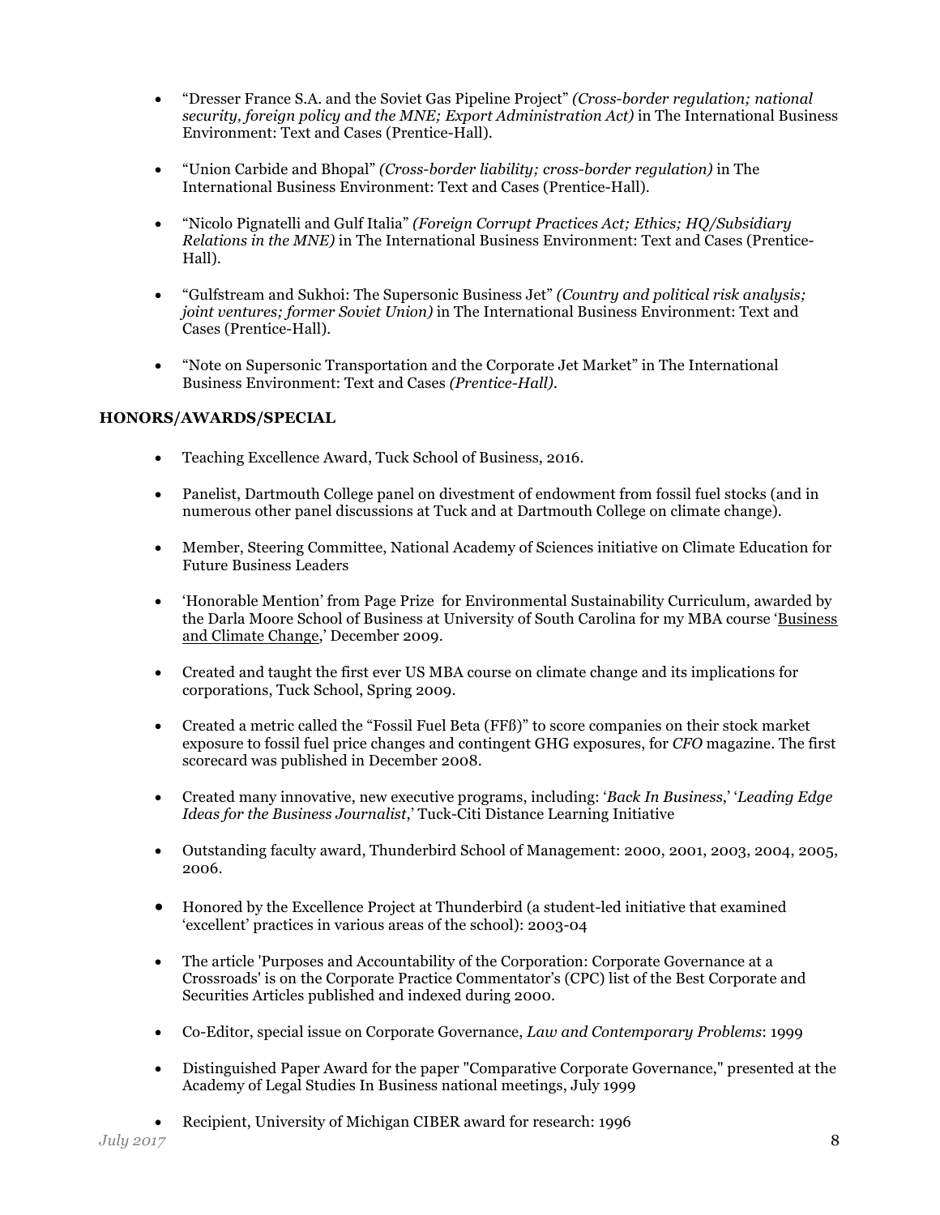- "Dresser France S.A. and the Soviet Gas Pipeline Project" *(Cross-border regulation; national security, foreign policy and the MNE; Export Administration Act)* in The International Business Environment: Text and Cases (Prentice-Hall).

- "Union Carbide and Bhopal" *(Cross-border liability; cross-border regulation)* in The International Business Environment: Text and Cases (Prentice-Hall).

- "Nicolo Pignatelli and Gulf Italia" *(Foreign Corrupt Practices Act; Ethics; HQ/Subsidiary Relations in the MNE)* in The International Business Environment: Text and Cases (Prentice-Hall).

- "Gulfstream and Sukhoi: The Supersonic Business Jet" *(Country and political risk analysis; joint ventures; former Soviet Union)* in The International Business Environment: Text and Cases (Prentice-Hall).

- "Note on Supersonic Transportation and the Corporate Jet Market" in The International Business Environment: Text and Cases *(Prentice-Hall)*.

**HONORS/AWARDS/SPECIAL**

- Teaching Excellence Award, Tuck School of Business, 2016.

- Panelist, Dartmouth College panel on divestment of endowment from fossil fuel stocks (and in numerous other panel discussions at Tuck and at Dartmouth College on climate change).

- Member, Steering Committee, National Academy of Sciences initiative on Climate Education for Future Business Leaders

- 'Honorable Mention' from Page Prize for Environmental Sustainability Curriculum, awarded by the Darla Moore School of Business at University of South Carolina for my MBA course 'Business and Climate Change,' December 2009.

- Created and taught the first ever US MBA course on climate change and its implications for corporations, Tuck School, Spring 2009.

- Created a metric called the "Fossil Fuel Beta (FFß)" to score companies on their stock market exposure to fossil fuel price changes and contingent GHG exposures, for *CFO* magazine. The first scorecard was published in December 2008.

- Created many innovative, new executive programs, including: '*Back In Business*,' '*Leading Edge Ideas for the Business Journalist*,' Tuck-Citi Distance Learning Initiative

- Outstanding faculty award, Thunderbird School of Management: 2000, 2001, 2003, 2004, 2005, 2006.

- Honored by the Excellence Project at Thunderbird (a student-led initiative that examined 'excellent' practices in various areas of the school): 2003-04

- The article 'Purposes and Accountability of the Corporation: Corporate Governance at a Crossroads' is on the Corporate Practice Commentator's (CPC) list of the Best Corporate and Securities Articles published and indexed during 2000.

- Co-Editor, special issue on Corporate Governance, *Law and Contemporary Problems*: 1999

- Distinguished Paper Award for the paper "Comparative Corporate Governance," presented at the Academy of Legal Studies In Business national meetings, July 1999

- Recipient, University of Michigan CIBER award for research: 1996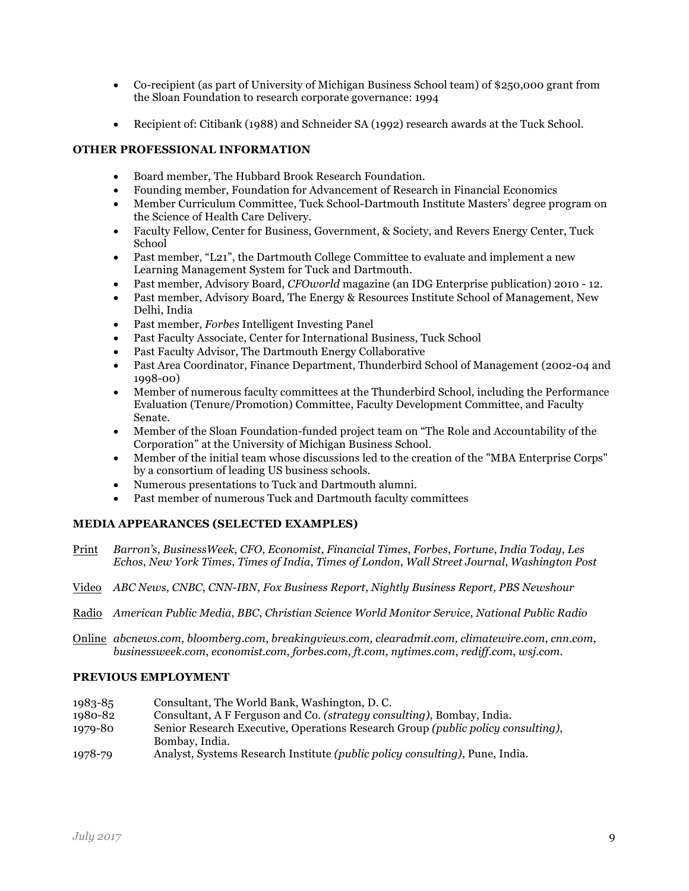- Co-recipient (as part of University of Michigan Business School team) of $250,000 grant from the Sloan Foundation to research corporate governance: 1994

- Recipient of: Citibank (1988) and Schneider SA (1992) research awards at the Tuck School.

**OTHER PROFESSIONAL INFORMATION**

- Board member, The Hubbard Brook Research Foundation.
- Founding member, Foundation for Advancement of Research in Financial Economics
- Member Curriculum Committee, Tuck School-Dartmouth Institute Masters' degree program on the Science of Health Care Delivery.
- Faculty Fellow, Center for Business, Government, & Society, and Revers Energy Center, Tuck School
- Past member, "L21", the Dartmouth College Committee to evaluate and implement a new Learning Management System for Tuck and Dartmouth.
- Past member, Advisory Board, *CFOworld* magazine (an IDG Enterprise publication) 2010 - 12.
- Past member, Advisory Board, The Energy & Resources Institute School of Management, New Delhi, India
- Past member, *Forbes* Intelligent Investing Panel
- Past Faculty Associate, Center for International Business, Tuck School
- Past Faculty Advisor, The Dartmouth Energy Collaborative
- Past Area Coordinator, Finance Department, Thunderbird School of Management (2002-04 and 1998-00)
- Member of numerous faculty committees at the Thunderbird School, including the Performance Evaluation (Tenure/Promotion) Committee, Faculty Development Committee, and Faculty Senate.
- Member of the Sloan Foundation-funded project team on "The Role and Accountability of the Corporation" at the University of Michigan Business School.
- Member of the initial team whose discussions led to the creation of the "MBA Enterprise Corps" by a consortium of leading US business schools.
- Numerous presentations to Tuck and Dartmouth alumni.
- Past member of numerous Tuck and Dartmouth faculty committees

**MEDIA APPEARANCES (SELECTED EXAMPLES)**

Print *Barron's*, *BusinessWeek*, *CFO*, *Economist*, *Financial Times*, *Forbes*, *Fortune*, *India Today*, *Les Echos*, *New York Times, Times of India*, *Times of London*, *Wall Street Journal*, *Washington Post*

Video *ABC News*, *CNBC*, *CNN-IBN*, *Fox Business Report*, *Nightly Business Report, PBS Newshour*

Radio *American Public Media*, *BBC*, *Christian Science World Monitor Service*, *National Public Radio*

Online *abcnews.com*, *bloomberg.com*, *breakingviews.com, clearadmit.com, climatewire.com*, *cnn.com*, *businessweek.com*, *economist.com*, *forbes.com, ft.com*, *nytimes.com*, *rediff.com*, *wsj.com*.

**PREVIOUS EMPLOYMENT**

| | |
|---|---|
| 1983-85 | Consultant, The World Bank, Washington, D. C. |
| 1980-82 | Consultant, A F Ferguson and Co. *(strategy consulting)*, Bombay, India. |
| 1979-80 | Senior Research Executive, Operations Research Group *(public policy consulting)*, Bombay, India. |
| 1978-79 | Analyst, Systems Research Institute *(public policy consulting)*, Pune, India. |